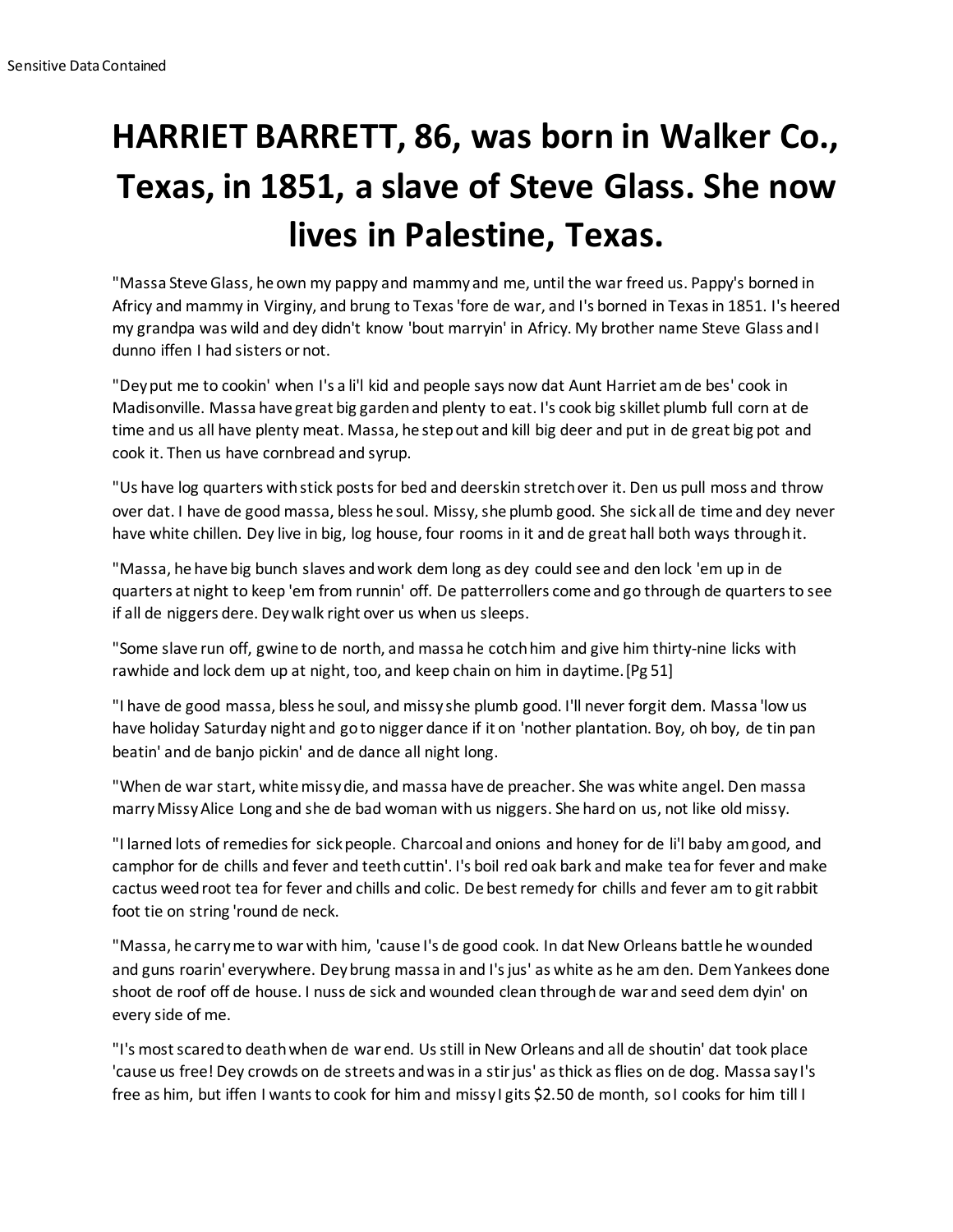# HARRIET BARRETT, 86, was born in Walker Co., Texas, in 1851, a slave of Steve Glass. She now lives in Palestine, Texas.

"Massa Steve Glass, he own my pappy and mammy and me, until the war freed us. Pappy's borned in Africy and mammy in Virginy, and brung to Texas 'fore de war, and I's borned in Texas in 1851. I's heered my grandpa was wild and dey didn't know 'bout marryin' in Africy. My brother name Steve Glass and I dunno iffen I had sisters or not.

"Dey put me to cookin' when I's a li'l kid and people says now dat Aunt Harriet am de bes' cook in Madisonville. Massa have great big garden and plenty to eat. I's cook big skillet plumb full corn at de time and us all have plenty meat. Massa, he step out and kill big deer and put in de great big pot and cook it. Then us have cornbread and syrup.

"Us have log quarters with stick posts for bed and deerskin stretch over it. Den us pull moss and throw over dat. I have de good massa, bless he soul. Missy, she plumb good. She sick all de time and dey never have white chillen. Dey live in big, log house, four rooms in it and de great hall both ways through it.

"Massa, he have big bunch slaves and work dem long as dey could see and den lock 'em up in de quarters at night to keep 'em from runnin' off. De patterrollers come and go through de quarters to see if all de niggers dere. Dey walk right over us when us sleeps.

"Some slave run off, gwine to de north, and massa he cotch him and give him thirty-nine licks with rawhide and lock dem up at night, too, and keep chain on him in daytime. [Pg 51]

"I have de good massa, bless he soul, and missy she plumb good. I'll never forgit dem. Massa 'low us have holiday Saturday night and go to nigger dance if it on 'nother plantation. Boy, oh boy, de tin pan beatin' and de banjo pickin' and de dance all night long.

"When de war start, white missy die, and massa have de preacher. She was white angel. Den massa marry Missy Alice Long and she de bad woman with us niggers. She hard on us, not like old missy.

"I larned lots of remedies for sick people. Charcoal and onions and honey for de li'l baby am good, and camphor for de chills and fever and teeth cuttin'. I's boil red oak bark and make tea for fever and make cactus weed root tea for fever and chills and colic. De best remedy for chills and fever am to git rabbit foot tie on string 'round de neck.

"Massa, he carry me to war with him, 'cause I's de good cook. In dat New Orleans battle he wounded and guns roarin' everywhere. Dey brung massa in and I's jus' as white as he am den. Dem Yankees done shoot de roof off de house. I nuss de sick and wounded clean through de war and seed dem dyin' on every side of me.

"I's most scared to death when de war end. Us still in New Orleans and all de shoutin' dat took place 'cause us free! Dey crowds on de streets and was in a stir jus' as thick as flies on de dog. Massa say I's free as him, but iffen I wants to cook for him and missy I gits $2.50 de month, so I cooks for him till I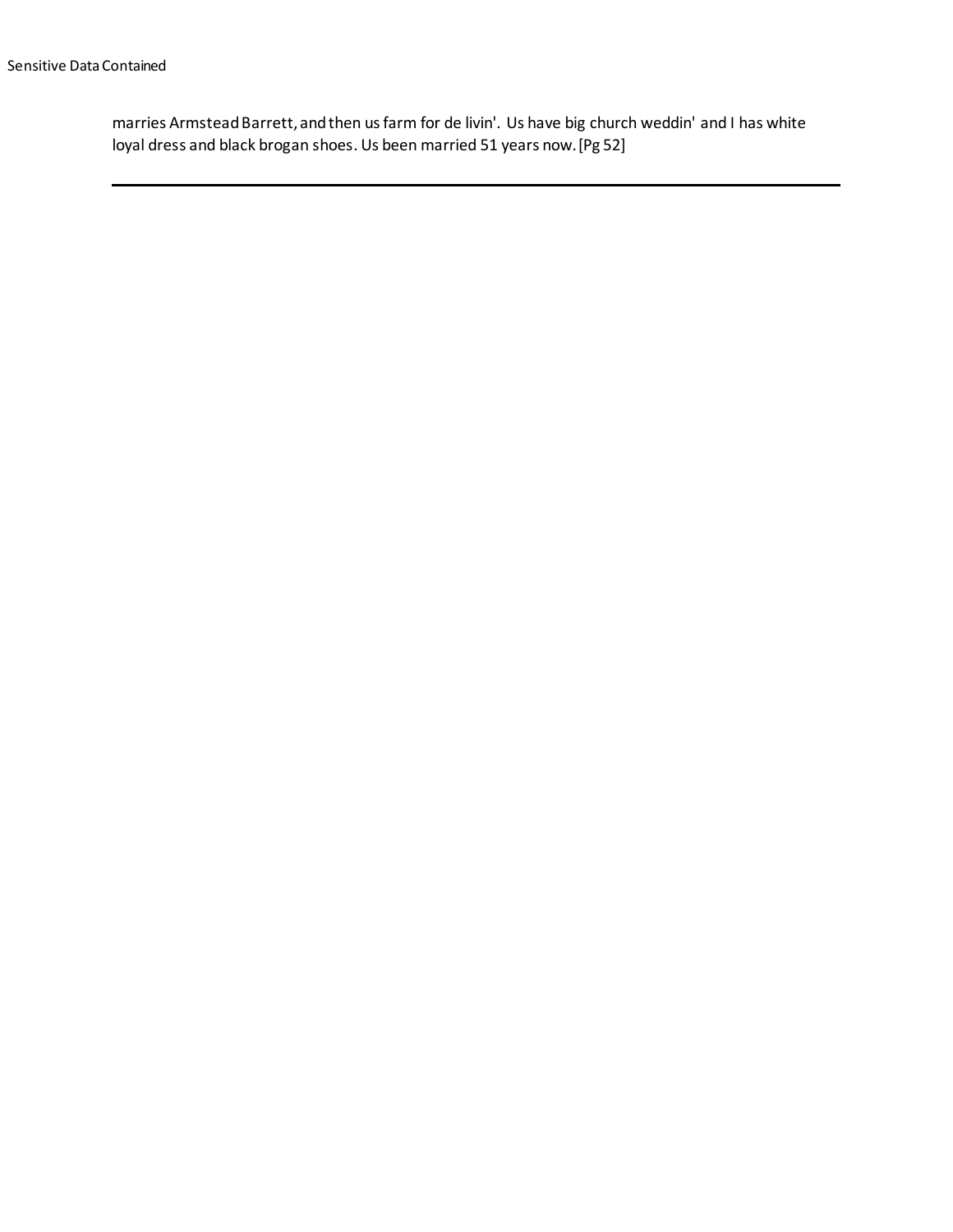marries Armstead Barrett, and then us farm for de livin'. Us have big church weddin' and I has white loyal dress and black brogan shoes. Us been married 51 years now. [Pg 52]

---